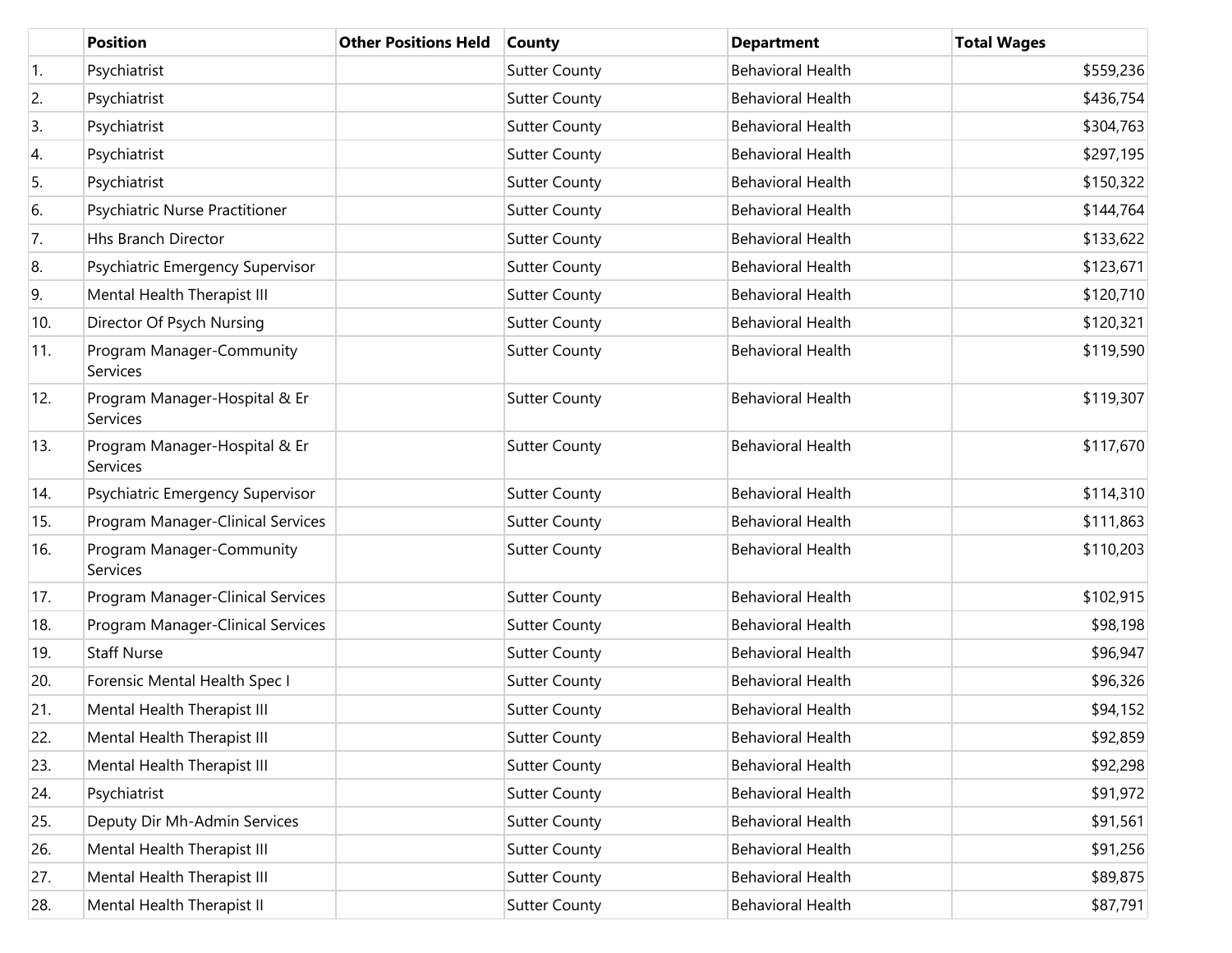| | Position | Other Positions Held | County | Department | Total Wages |
|---|---|---|---|---|---|
| 1. | Psychiatrist | | Sutter County | Behavioral Health | $559,236 |
| 2. | Psychiatrist | | Sutter County | Behavioral Health | $436,754 |
| 3. | Psychiatrist | | Sutter County | Behavioral Health | $304,763 |
| 4. | Psychiatrist | | Sutter County | Behavioral Health | $297,195 |
| 5. | Psychiatrist | | Sutter County | Behavioral Health | $150,322 |
| 6. | Psychiatric Nurse Practitioner | | Sutter County | Behavioral Health | $144,764 |
| 7. | Hhs Branch Director | | Sutter County | Behavioral Health | $133,622 |
| 8. | Psychiatric Emergency Supervisor | | Sutter County | Behavioral Health | $123,671 |
| 9. | Mental Health Therapist III | | Sutter County | Behavioral Health | $120,710 |
| 10. | Director Of Psych Nursing | | Sutter County | Behavioral Health | $120,321 |
| 11. | Program Manager-Community Services | | Sutter County | Behavioral Health | $119,590 |
| 12. | Program Manager-Hospital & Er Services | | Sutter County | Behavioral Health | $119,307 |
| 13. | Program Manager-Hospital & Er Services | | Sutter County | Behavioral Health | $117,670 |
| 14. | Psychiatric Emergency Supervisor | | Sutter County | Behavioral Health | $114,310 |
| 15. | Program Manager-Clinical Services | | Sutter County | Behavioral Health | $111,863 |
| 16. | Program Manager-Community Services | | Sutter County | Behavioral Health | $110,203 |
| 17. | Program Manager-Clinical Services | | Sutter County | Behavioral Health | $102,915 |
| 18. | Program Manager-Clinical Services | | Sutter County | Behavioral Health | $98,198 |
| 19. | Staff Nurse | | Sutter County | Behavioral Health | $96,947 |
| 20. | Forensic Mental Health Spec I | | Sutter County | Behavioral Health | $96,326 |
| 21. | Mental Health Therapist III | | Sutter County | Behavioral Health | $94,152 |
| 22. | Mental Health Therapist III | | Sutter County | Behavioral Health | $92,859 |
| 23. | Mental Health Therapist III | | Sutter County | Behavioral Health | $92,298 |
| 24. | Psychiatrist | | Sutter County | Behavioral Health | $91,972 |
| 25. | Deputy Dir Mh-Admin Services | | Sutter County | Behavioral Health | $91,561 |
| 26. | Mental Health Therapist III | | Sutter County | Behavioral Health | $91,256 |
| 27. | Mental Health Therapist III | | Sutter County | Behavioral Health | $89,875 |
| 28. | Mental Health Therapist II | | Sutter County | Behavioral Health | $87,791 |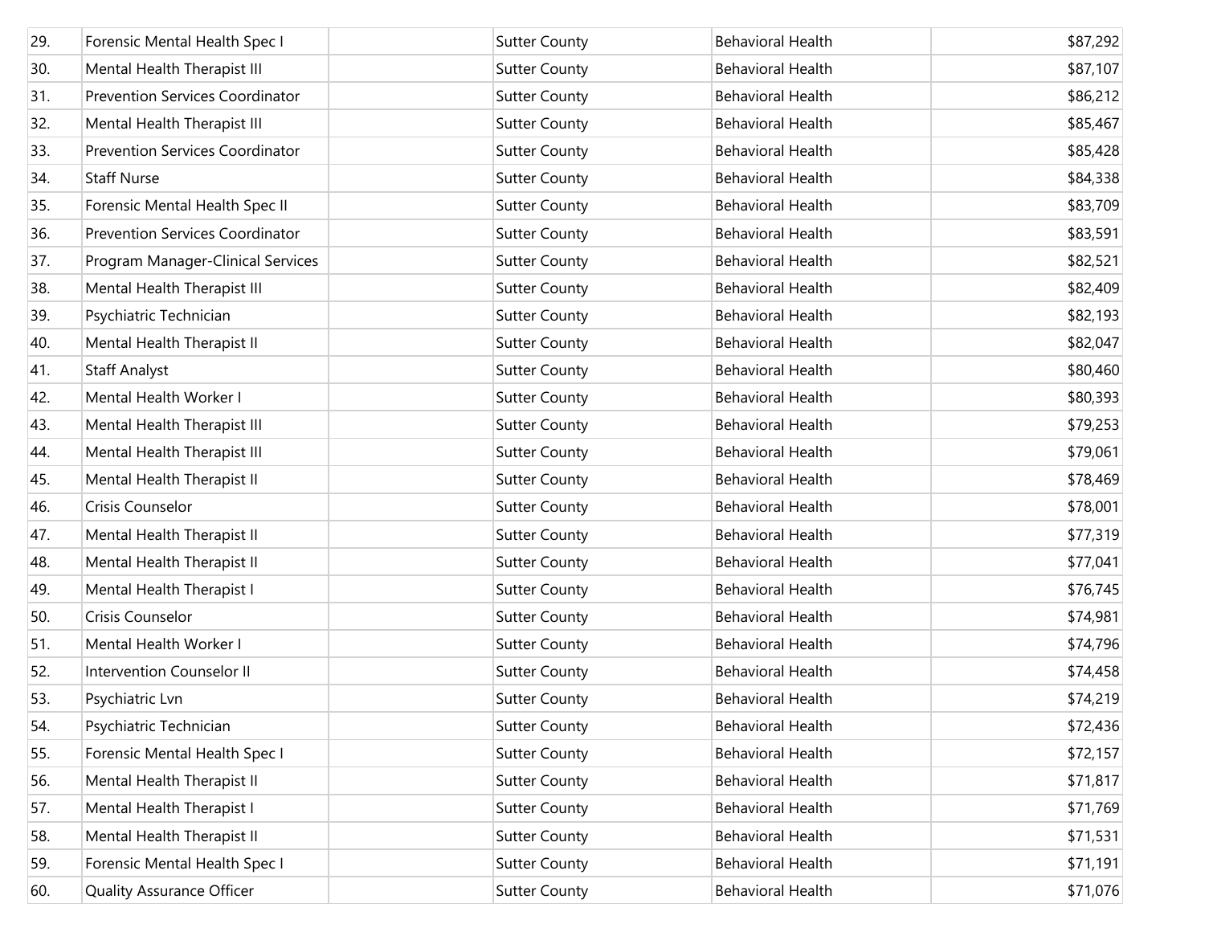| | | | | | |
|---|---|---|---|---|---|
| 29. | Forensic Mental Health Spec I | | Sutter County | Behavioral Health | $87,292 |
| 30. | Mental Health Therapist III | | Sutter County | Behavioral Health | $87,107 |
| 31. | Prevention Services Coordinator | | Sutter County | Behavioral Health | $86,212 |
| 32. | Mental Health Therapist III | | Sutter County | Behavioral Health | $85,467 |
| 33. | Prevention Services Coordinator | | Sutter County | Behavioral Health | $85,428 |
| 34. | Staff Nurse | | Sutter County | Behavioral Health | $84,338 |
| 35. | Forensic Mental Health Spec II | | Sutter County | Behavioral Health | $83,709 |
| 36. | Prevention Services Coordinator | | Sutter County | Behavioral Health | $83,591 |
| 37. | Program Manager-Clinical Services | | Sutter County | Behavioral Health | $82,521 |
| 38. | Mental Health Therapist III | | Sutter County | Behavioral Health | $82,409 |
| 39. | Psychiatric Technician | | Sutter County | Behavioral Health | $82,193 |
| 40. | Mental Health Therapist II | | Sutter County | Behavioral Health | $82,047 |
| 41. | Staff Analyst | | Sutter County | Behavioral Health | $80,460 |
| 42. | Mental Health Worker I | | Sutter County | Behavioral Health | $80,393 |
| 43. | Mental Health Therapist III | | Sutter County | Behavioral Health | $79,253 |
| 44. | Mental Health Therapist III | | Sutter County | Behavioral Health | $79,061 |
| 45. | Mental Health Therapist II | | Sutter County | Behavioral Health | $78,469 |
| 46. | Crisis Counselor | | Sutter County | Behavioral Health | $78,001 |
| 47. | Mental Health Therapist II | | Sutter County | Behavioral Health | $77,319 |
| 48. | Mental Health Therapist II | | Sutter County | Behavioral Health | $77,041 |
| 49. | Mental Health Therapist I | | Sutter County | Behavioral Health | $76,745 |
| 50. | Crisis Counselor | | Sutter County | Behavioral Health | $74,981 |
| 51. | Mental Health Worker I | | Sutter County | Behavioral Health | $74,796 |
| 52. | Intervention Counselor II | | Sutter County | Behavioral Health | $74,458 |
| 53. | Psychiatric Lvn | | Sutter County | Behavioral Health | $74,219 |
| 54. | Psychiatric Technician | | Sutter County | Behavioral Health | $72,436 |
| 55. | Forensic Mental Health Spec I | | Sutter County | Behavioral Health | $72,157 |
| 56. | Mental Health Therapist II | | Sutter County | Behavioral Health | $71,817 |
| 57. | Mental Health Therapist I | | Sutter County | Behavioral Health | $71,769 |
| 58. | Mental Health Therapist II | | Sutter County | Behavioral Health | $71,531 |
| 59. | Forensic Mental Health Spec I | | Sutter County | Behavioral Health | $71,191 |
| 60. | Quality Assurance Officer | | Sutter County | Behavioral Health | $71,076 |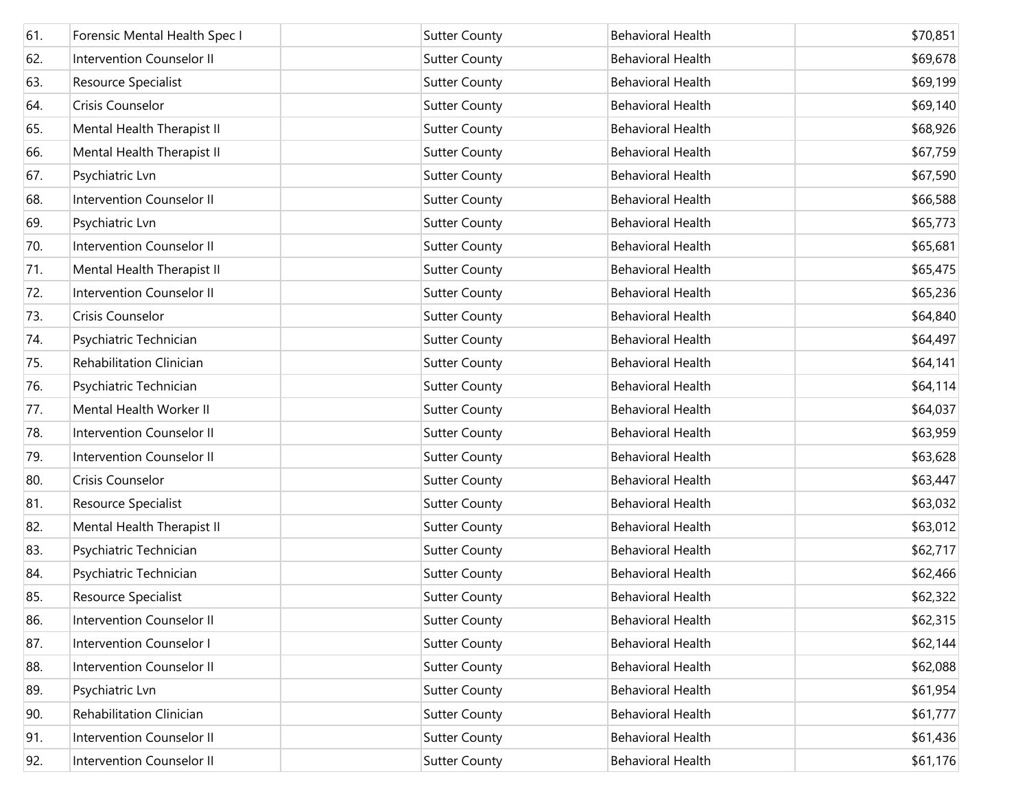| | | | | | |
|---|---|---|---|---|---|
| 61. | Forensic Mental Health Spec I | | Sutter County | Behavioral Health | $70,851 |
| 62. | Intervention Counselor II | | Sutter County | Behavioral Health | $69,678 |
| 63. | Resource Specialist | | Sutter County | Behavioral Health | $69,199 |
| 64. | Crisis Counselor | | Sutter County | Behavioral Health | $69,140 |
| 65. | Mental Health Therapist II | | Sutter County | Behavioral Health | $68,926 |
| 66. | Mental Health Therapist II | | Sutter County | Behavioral Health | $67,759 |
| 67. | Psychiatric Lvn | | Sutter County | Behavioral Health | $67,590 |
| 68. | Intervention Counselor II | | Sutter County | Behavioral Health | $66,588 |
| 69. | Psychiatric Lvn | | Sutter County | Behavioral Health | $65,773 |
| 70. | Intervention Counselor II | | Sutter County | Behavioral Health | $65,681 |
| 71. | Mental Health Therapist II | | Sutter County | Behavioral Health | $65,475 |
| 72. | Intervention Counselor II | | Sutter County | Behavioral Health | $65,236 |
| 73. | Crisis Counselor | | Sutter County | Behavioral Health | $64,840 |
| 74. | Psychiatric Technician | | Sutter County | Behavioral Health | $64,497 |
| 75. | Rehabilitation Clinician | | Sutter County | Behavioral Health | $64,141 |
| 76. | Psychiatric Technician | | Sutter County | Behavioral Health | $64,114 |
| 77. | Mental Health Worker II | | Sutter County | Behavioral Health | $64,037 |
| 78. | Intervention Counselor II | | Sutter County | Behavioral Health | $63,959 |
| 79. | Intervention Counselor II | | Sutter County | Behavioral Health | $63,628 |
| 80. | Crisis Counselor | | Sutter County | Behavioral Health | $63,447 |
| 81. | Resource Specialist | | Sutter County | Behavioral Health | $63,032 |
| 82. | Mental Health Therapist II | | Sutter County | Behavioral Health | $63,012 |
| 83. | Psychiatric Technician | | Sutter County | Behavioral Health | $62,717 |
| 84. | Psychiatric Technician | | Sutter County | Behavioral Health | $62,466 |
| 85. | Resource Specialist | | Sutter County | Behavioral Health | $62,322 |
| 86. | Intervention Counselor II | | Sutter County | Behavioral Health | $62,315 |
| 87. | Intervention Counselor I | | Sutter County | Behavioral Health | $62,144 |
| 88. | Intervention Counselor II | | Sutter County | Behavioral Health | $62,088 |
| 89. | Psychiatric Lvn | | Sutter County | Behavioral Health | $61,954 |
| 90. | Rehabilitation Clinician | | Sutter County | Behavioral Health | $61,777 |
| 91. | Intervention Counselor II | | Sutter County | Behavioral Health | $61,436 |
| 92. | Intervention Counselor II | | Sutter County | Behavioral Health | $61,176 |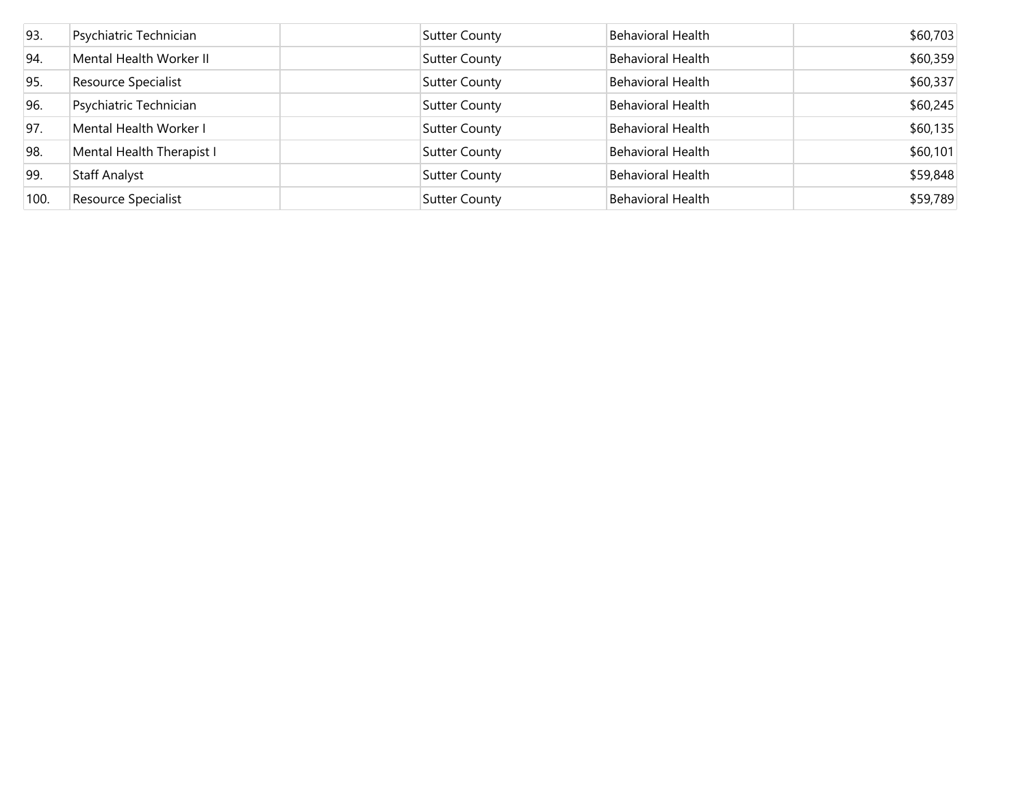| | | | | | |
|---|---|---|---|---|---|
| 93. | Psychiatric Technician | | Sutter County | Behavioral Health | $60,703 |
| 94. | Mental Health Worker II | | Sutter County | Behavioral Health | $60,359 |
| 95. | Resource Specialist | | Sutter County | Behavioral Health | $60,337 |
| 96. | Psychiatric Technician | | Sutter County | Behavioral Health | $60,245 |
| 97. | Mental Health Worker I | | Sutter County | Behavioral Health | $60,135 |
| 98. | Mental Health Therapist I | | Sutter County | Behavioral Health | $60,101 |
| 99. | Staff Analyst | | Sutter County | Behavioral Health | $59,848 |
| 100. | Resource Specialist | | Sutter County | Behavioral Health | $59,789 |